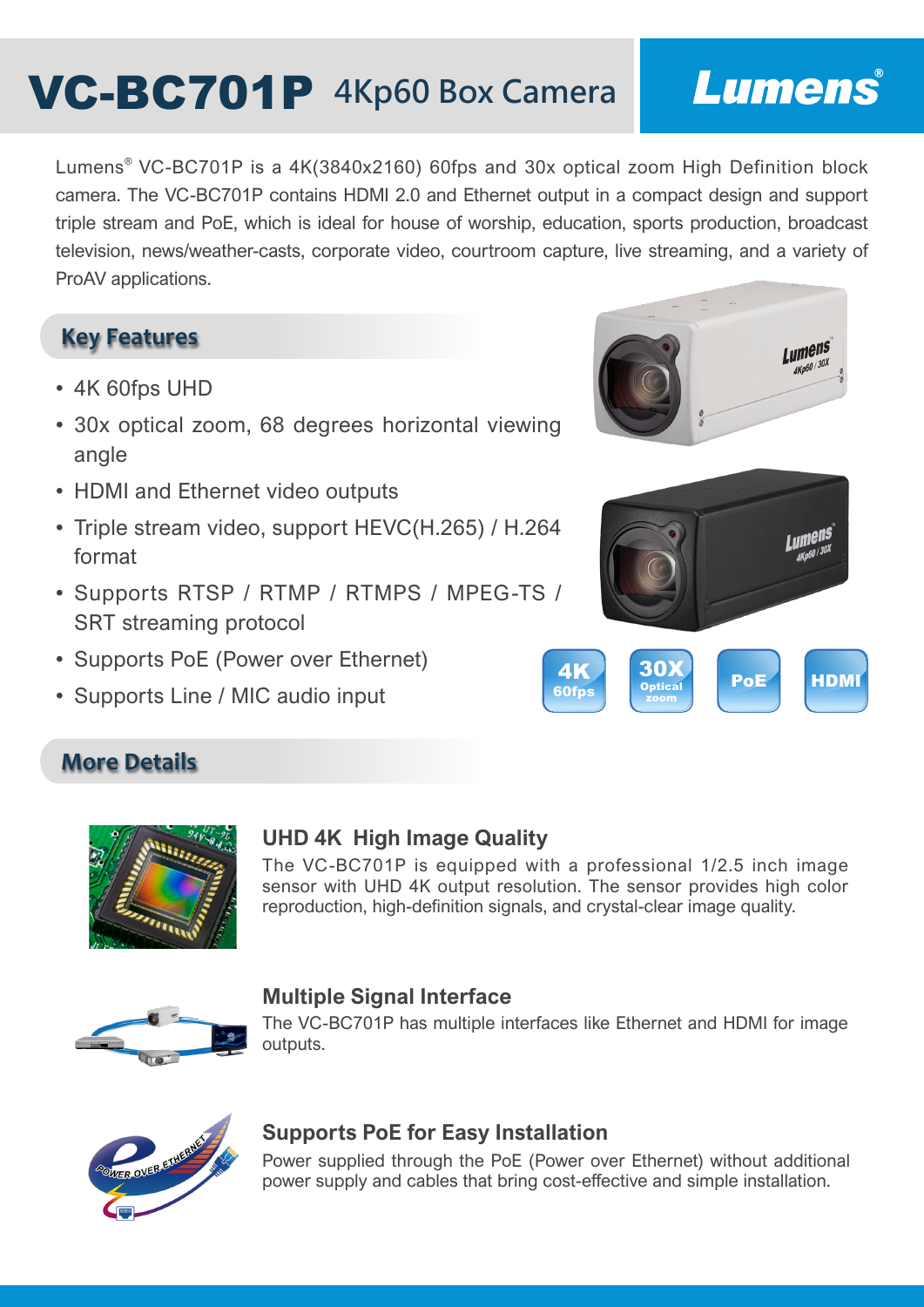# VC-BC701P 4Kp60 Box Camera

Lumens® VC-BC701P is a 4K(3840x2160) 60fps and 30x optical zoom High Definition block camera. The VC-BC701P contains HDMI 2.0 and Ethernet output in a compact design and support triple stream and PoE, which is ideal for house of worship, education, sports production, broadcast television, news/weather-casts, corporate video, courtroom capture, live streaming, and a variety of ProAV applications.

## Key Features

- 4K 60fps UHD
- 30x optical zoom, 68 degrees horizontal viewing angle
- HDMI and Ethernet video outputs
- Triple stream video, support HEVC(H.265) / H.264 format
- Supports RTSP / RTMP / RTMPS / MPEG-TS / SRT streaming protocol
- Supports PoE (Power over Ethernet)
- Supports Line / MIC audio input

## More Details

### UHD 4K High Image Quality

The VC-BC701P is equipped with a professional 1/2.5 inch image sensor with UHD 4K output resolution. The sensor provides high color reproduction, high-definition signals, and crystal-clear image quality.

### Multiple Signal Interface

The VC-BC701P has multiple interfaces like Ethernet and HDMI for image outputs.

### Supports PoE for Easy Installation

Power supplied through the PoE (Power over Ethernet) without additional power supply and cables that bring cost-effective and simple installation.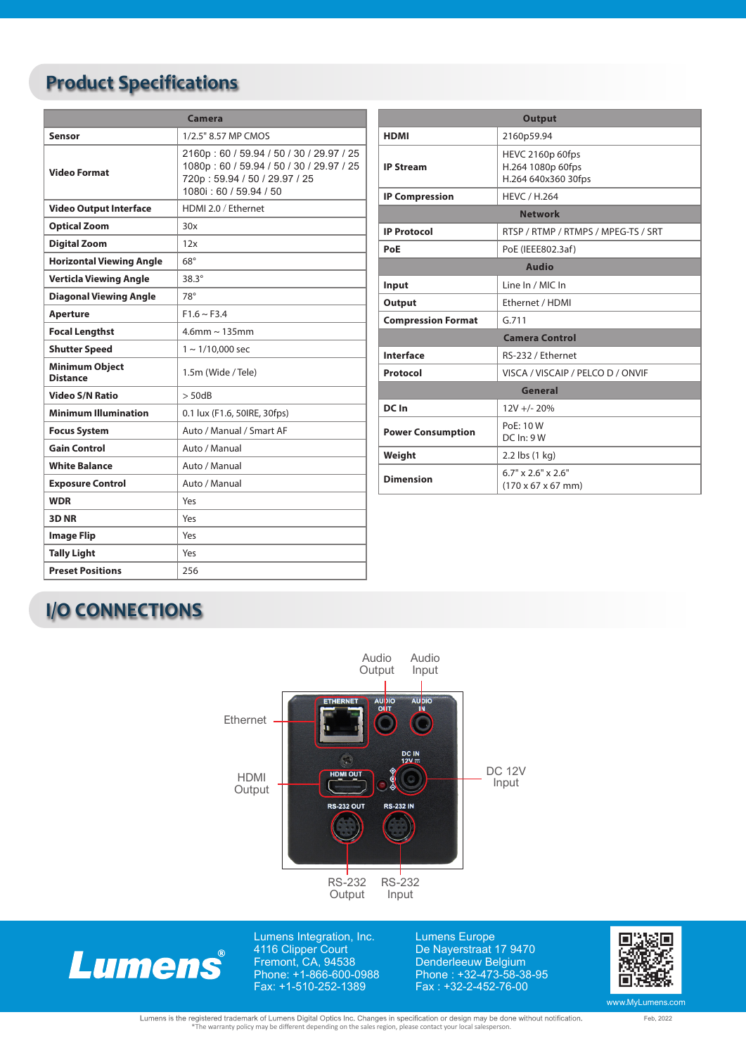## Product Specifications

| Camera | |
|---|---|
| **Sensor** | 1/2.5" 8.57 MP CMOS |
| **Video Format** | 2160p : 60 / 59.94 / 50 / 30 / 29.97 / 25<br>1080p : 60 / 59.94 / 50 / 30 / 29.97 / 25<br>720p : 59.94 / 50 / 29.97 / 25<br>1080i : 60 / 59.94 / 50 |
| **Video Output Interface** | HDMI 2.0 / Ethernet |
| **Optical Zoom** | 30x |
| **Digital Zoom** | 12x |
| **Horizontal Viewing Angle** | 68° |
| **Verticla Viewing Angle** | 38.3° |
| **Diagonal Viewing Angle** | 78° |
| **Aperture** | F1.6 ~ F3.4 |
| **Focal Lengthst** | 4.6mm ~ 135mm |
| **Shutter Speed** | 1 ~ 1/10,000 sec |
| **Minimum Object Distance** | 1.5m (Wide / Tele) |
| **Video S/N Ratio** | > 50dB |
| **Minimum Illumination** | 0.1 lux (F1.6, 50IRE, 30fps) |
| **Focus System** | Auto / Manual / Smart AF |
| **Gain Control** | Auto / Manual |
| **White Balance** | Auto / Manual |
| **Exposure Control** | Auto / Manual |
| **WDR** | Yes |
| **3D NR** | Yes |
| **Image Flip** | Yes |
| **Tally Light** | Yes |
| **Preset Positions** | 256 |

| Output | |
|---|---|
| **HDMI** | 2160p59.94 |
| **IP Stream** | HEVC 2160p 60fps<br>H.264 1080p 60fps<br>H.264 640x360 30fps |
| **IP Compression** | HEVC / H.264 |
| **Network** | |
| **IP Protocol** | RTSP / RTMP / RTMPS / MPEG-TS / SRT |
| **PoE** | PoE (IEEE802.3af) |
| **Audio** | |
| **Input** | Line In / MIC In |
| **Output** | Ethernet / HDMI |
| **Compression Format** | G.711 |
| **Camera Control** | |
| **Interface** | RS-232 / Ethernet |
| **Protocol** | VISCA / VISCAIP / PELCO D / ONVIF |
| **General** | |
| **DC In** | 12V +/- 20% |
| **Power Consumption** | PoE: 10 W<br>DC In: 9 W |
| **Weight** | 2.2 lbs (1 kg) |
| **Dimension** | 6.7" x 2.6" x 2.6"<br>(170 x 67 x 67 mm) |

## I/O CONNECTIONS

Audio Output
Audio Input
Ethernet
HDMI Output
DC 12V Input
RS-232 Output
RS-232 Input

ETHERNET
AUDIO OUT
AUDIO IN
DC IN 12V
HDMI OUT
RS-232 OUT
RS-232 IN

Lumens®

Lumens Integration, Inc.
4116 Clipper Court
Fremont, CA, 94538
Phone: +1-866-600-0988
Fax: +1-510-252-1389

Lumens Europe
De Nayerstraat 17 9470
Denderleeuw Belgium
Phone : +32-473-58-38-95
Fax : +32-2-452-76-00

www.MyLumens.com

Lumens is the registered trademark of Lumens Digital Optics Inc. Changes in specification or design may be done without notification.
*The warranty policy may be different depending on the sales region, please contact your local salesperson.

Feb, 2022